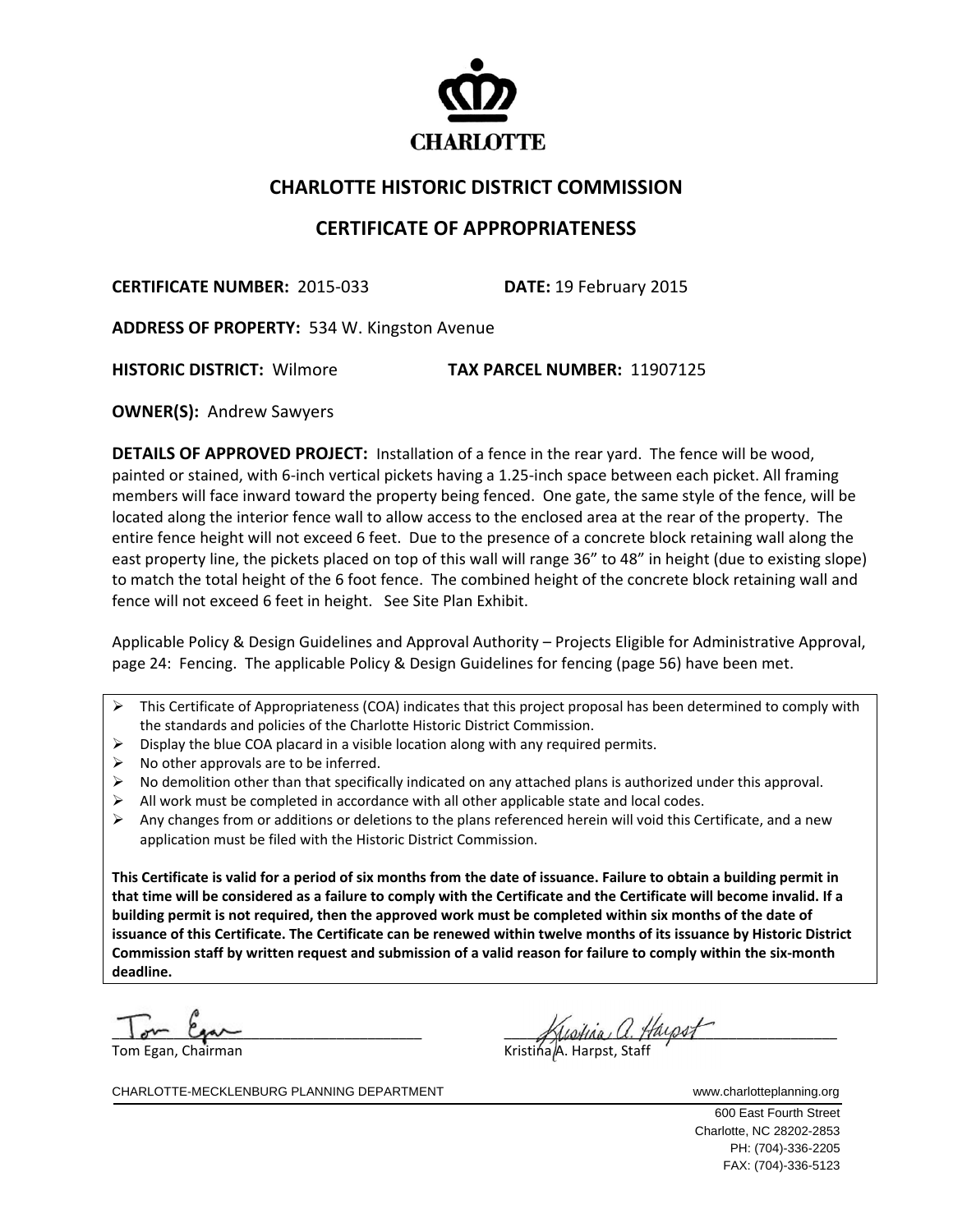CHARLOTTE

## CHARLOTTE HISTORIC DISTRICT COMMISSION

## CERTIFICATE OF APPROPRIATENESS

**CERTIFICATE NUMBER:** 2015-033 **DATE:** 19 February 2015

**ADDRESS OF PROPERTY:** 534 W. Kingston Avenue

**HISTORIC DISTRICT:** Wilmore **TAX PARCEL NUMBER:** 11907125

**OWNER(S):** Andrew Sawyers

**DETAILS OF APPROVED PROJECT:** Installation of a fence in the rear yard. The fence will be wood, painted or stained, with 6-inch vertical pickets having a 1.25-inch space between each picket. All framing members will face inward toward the property being fenced. One gate, the same style of the fence, will be located along the interior fence wall to allow access to the enclosed area at the rear of the property. The entire fence height will not exceed 6 feet. Due to the presence of a concrete block retaining wall along the east property line, the pickets placed on top of this wall will range 36" to 48" in height (due to existing slope) to match the total height of the 6 foot fence. The combined height of the concrete block retaining wall and fence will not exceed 6 feet in height. See Site Plan Exhibit.

Applicable Policy & Design Guidelines and Approval Authority – Projects Eligible for Administrative Approval, page 24: Fencing. The applicable Policy & Design Guidelines for fencing (page 56) have been met.

- This Certificate of Appropriateness (COA) indicates that this project proposal has been determined to comply with the standards and policies of the Charlotte Historic District Commission.
- Display the blue COA placard in a visible location along with any required permits.
- No other approvals are to be inferred.
- No demolition other than that specifically indicated on any attached plans is authorized under this approval.
- All work must be completed in accordance with all other applicable state and local codes.
- Any changes from or additions or deletions to the plans referenced herein will void this Certificate, and a new application must be filed with the Historic District Commission.

**This Certificate is valid for a period of six months from the date of issuance. Failure to obtain a building permit in that time will be considered as a failure to comply with the Certificate and the Certificate will become invalid. If a building permit is not required, then the approved work must be completed within six months of the date of issuance of this Certificate. The Certificate can be renewed within twelve months of its issuance by Historic District Commission staff by written request and submission of a valid reason for failure to comply within the six-month deadline.**

Tom Egan, Chairman

Kristina A. Harpst, Staff

CHARLOTTE-MECKLENBURG PLANNING DEPARTMENT www.charlotteplanning.org

600 East Fourth Street
Charlotte, NC 28202-2853
PH: (704)-336-2205
FAX: (704)-336-5123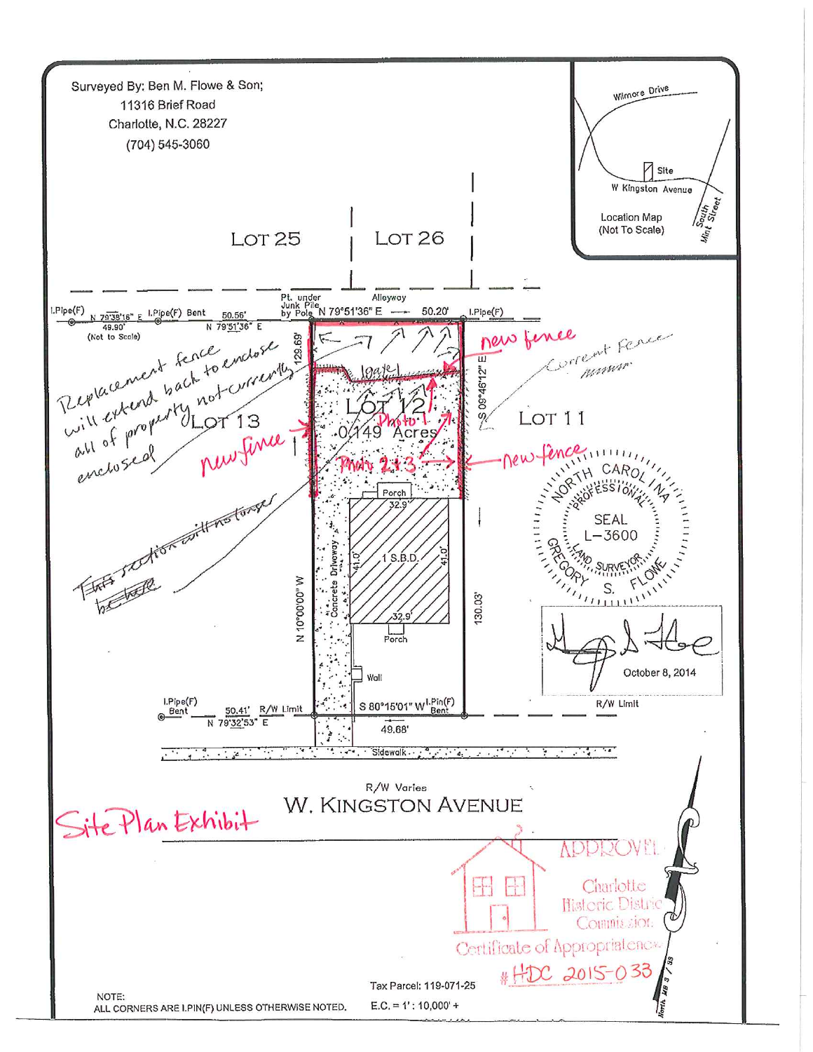Surveyed By: Ben M. Flowe & Son;
11316 Brief Road
Charlotte, N.C. 28227
(704) 545-3060

Wilmore Drive

Site

W Kingston Avenue

South Mint Street

Location Map
(Not To Scale)

LOT 25

LOT 26

Alleyway

Pt. under Junk Pile by Pole

I.Pipe(F)

N 79°38'16" E
49.90'
(Not to Scale)

I.Pipe(F) Bent

50.56'
N 79°51'36" E

N 79°51'36" E 50.20'

I.Pipe(F)

129.69'

new fence

Current Fence

gate

Replacement fence will extend back to enclose all of property not currently enclosed

LOT 13

new fence

LOT 12
0.149 Acres

Photo 1

Photo 2 + 3

S 09°46'12" E

LOT 11

new fence

NORTH CAROLINA
PROFESSIONAL
SEAL
L-3600
LAND SURVEYOR
GREGORY S. FLOWE

This section will no longer be here

Porch

32.9'

41.0'

1 S.B.D.

41.0'

32.9'

Porch

Concrete Driveway

N 10°00'00" W

130.03'

Wall

October 8, 2014

I.Pipe(F) Bent

50.41'
N 79°32'53" E

R/W Limit

S 80°15'01" W

I.Pin(F) Bent

49.68'

R/W Limit

Sidewalk

R/W Varies

W. KINGSTON AVENUE

Site Plan Exhibit

APPROVED
Charlotte Historic District Commission
Certificate of Appropriateness
# HDC 2015-033

Tax Parcel: 119-071-25

E.C. = 1' : 10,000' +

NOTE:
ALL CORNERS ARE I.PIN(F) UNLESS OTHERWISE NOTED.

North MB 3 / 39